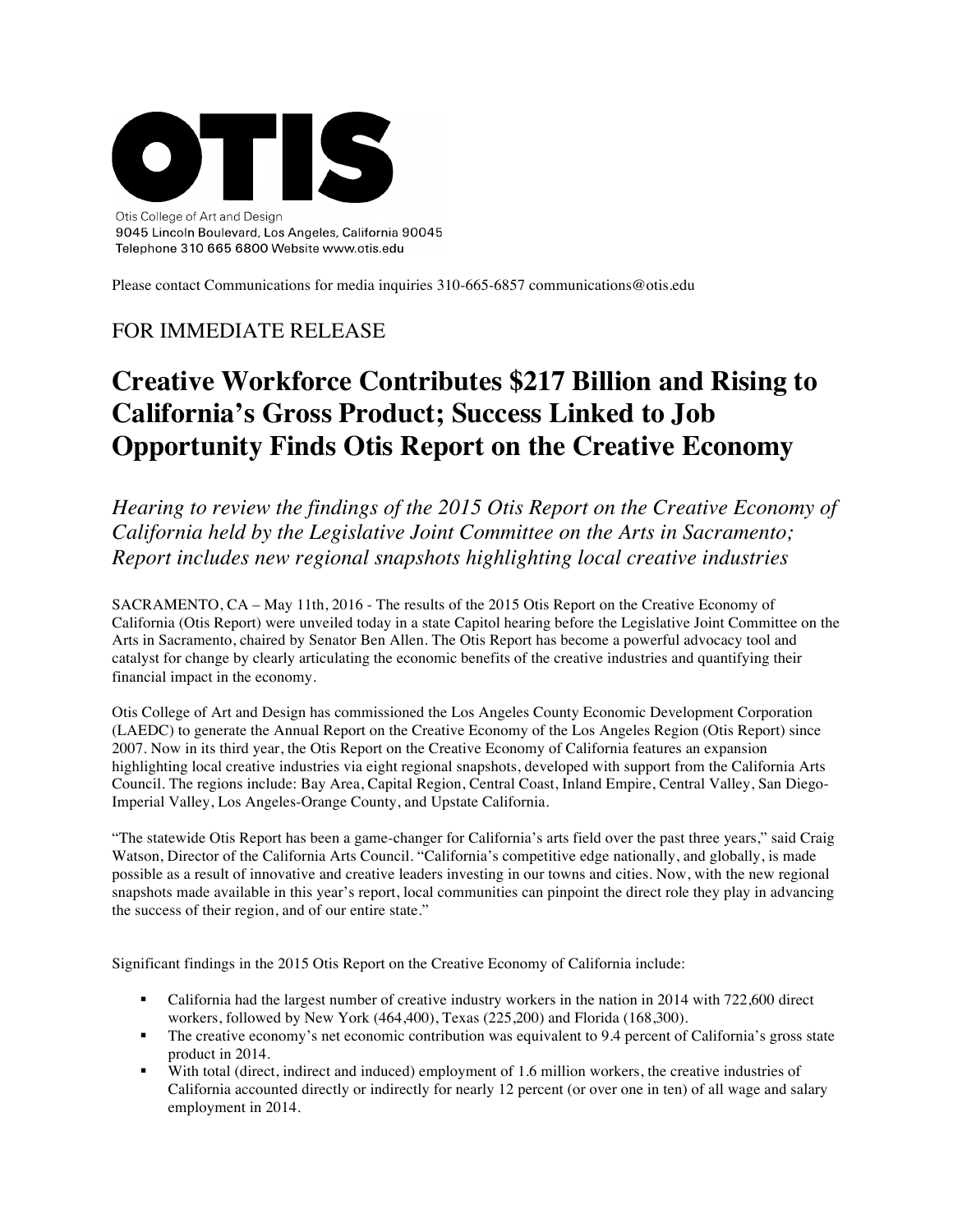# OTIS

Otis College of Art and Design
9045 Lincoln Boulevard, Los Angeles, California 90045
Telephone 310 665 6800 Website www.otis.edu

Please contact Communications for media inquiries 310-665-6857 communications@otis.edu

FOR IMMEDIATE RELEASE

# Creative Workforce Contributes $217 Billion and Rising to California's Gross Product; Success Linked to Job Opportunity Finds Otis Report on the Creative Economy

*Hearing to review the findings of the 2015 Otis Report on the Creative Economy of California held by the Legislative Joint Committee on the Arts in Sacramento; Report includes new regional snapshots highlighting local creative industries*

SACRAMENTO, CA – May 11th, 2016 - The results of the 2015 Otis Report on the Creative Economy of California (Otis Report) were unveiled today in a state Capitol hearing before the Legislative Joint Committee on the Arts in Sacramento, chaired by Senator Ben Allen. The Otis Report has become a powerful advocacy tool and catalyst for change by clearly articulating the economic benefits of the creative industries and quantifying their financial impact in the economy.

Otis College of Art and Design has commissioned the Los Angeles County Economic Development Corporation (LAEDC) to generate the Annual Report on the Creative Economy of the Los Angeles Region (Otis Report) since 2007. Now in its third year, the Otis Report on the Creative Economy of California features an expansion highlighting local creative industries via eight regional snapshots, developed with support from the California Arts Council. The regions include: Bay Area, Capital Region, Central Coast, Inland Empire, Central Valley, San Diego-Imperial Valley, Los Angeles-Orange County, and Upstate California.

"The statewide Otis Report has been a game-changer for California's arts field over the past three years," said Craig Watson, Director of the California Arts Council. "California's competitive edge nationally, and globally, is made possible as a result of innovative and creative leaders investing in our towns and cities. Now, with the new regional snapshots made available in this year's report, local communities can pinpoint the direct role they play in advancing the success of their region, and of our entire state."

Significant findings in the 2015 Otis Report on the Creative Economy of California include:

- California had the largest number of creative industry workers in the nation in 2014 with 722,600 direct workers, followed by New York (464,400), Texas (225,200) and Florida (168,300).
- The creative economy's net economic contribution was equivalent to 9.4 percent of California's gross state product in 2014.
- With total (direct, indirect and induced) employment of 1.6 million workers, the creative industries of California accounted directly or indirectly for nearly 12 percent (or over one in ten) of all wage and salary employment in 2014.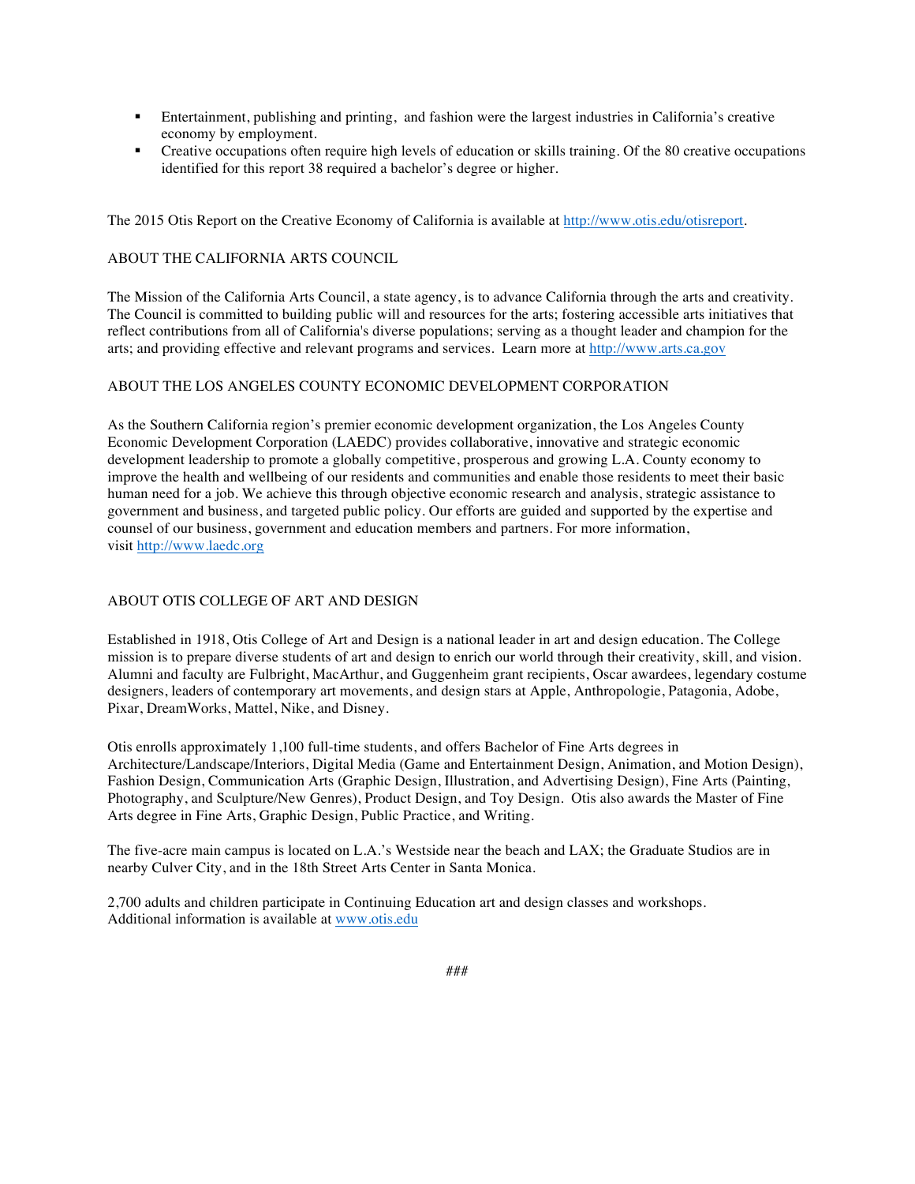- Entertainment, publishing and printing, and fashion were the largest industries in California's creative economy by employment.
- Creative occupations often require high levels of education or skills training. Of the 80 creative occupations identified for this report 38 required a bachelor's degree or higher.

The 2015 Otis Report on the Creative Economy of California is available at http://www.otis.edu/otisreport.

ABOUT THE CALIFORNIA ARTS COUNCIL

The Mission of the California Arts Council, a state agency, is to advance California through the arts and creativity. The Council is committed to building public will and resources for the arts; fostering accessible arts initiatives that reflect contributions from all of California's diverse populations; serving as a thought leader and champion for the arts; and providing effective and relevant programs and services. Learn more at http://www.arts.ca.gov

ABOUT THE LOS ANGELES COUNTY ECONOMIC DEVELOPMENT CORPORATION

As the Southern California region's premier economic development organization, the Los Angeles County Economic Development Corporation (LAEDC) provides collaborative, innovative and strategic economic development leadership to promote a globally competitive, prosperous and growing L.A. County economy to improve the health and wellbeing of our residents and communities and enable those residents to meet their basic human need for a job. We achieve this through objective economic research and analysis, strategic assistance to government and business, and targeted public policy. Our efforts are guided and supported by the expertise and counsel of our business, government and education members and partners. For more information, visit http://www.laedc.org

ABOUT OTIS COLLEGE OF ART AND DESIGN

Established in 1918, Otis College of Art and Design is a national leader in art and design education. The College mission is to prepare diverse students of art and design to enrich our world through their creativity, skill, and vision. Alumni and faculty are Fulbright, MacArthur, and Guggenheim grant recipients, Oscar awardees, legendary costume designers, leaders of contemporary art movements, and design stars at Apple, Anthropologie, Patagonia, Adobe, Pixar, DreamWorks, Mattel, Nike, and Disney.

Otis enrolls approximately 1,100 full-time students, and offers Bachelor of Fine Arts degrees in Architecture/Landscape/Interiors, Digital Media (Game and Entertainment Design, Animation, and Motion Design), Fashion Design, Communication Arts (Graphic Design, Illustration, and Advertising Design), Fine Arts (Painting, Photography, and Sculpture/New Genres), Product Design, and Toy Design. Otis also awards the Master of Fine Arts degree in Fine Arts, Graphic Design, Public Practice, and Writing.

The five-acre main campus is located on L.A.'s Westside near the beach and LAX; the Graduate Studios are in nearby Culver City, and in the 18th Street Arts Center in Santa Monica.

2,700 adults and children participate in Continuing Education art and design classes and workshops. Additional information is available at www.otis.edu

###